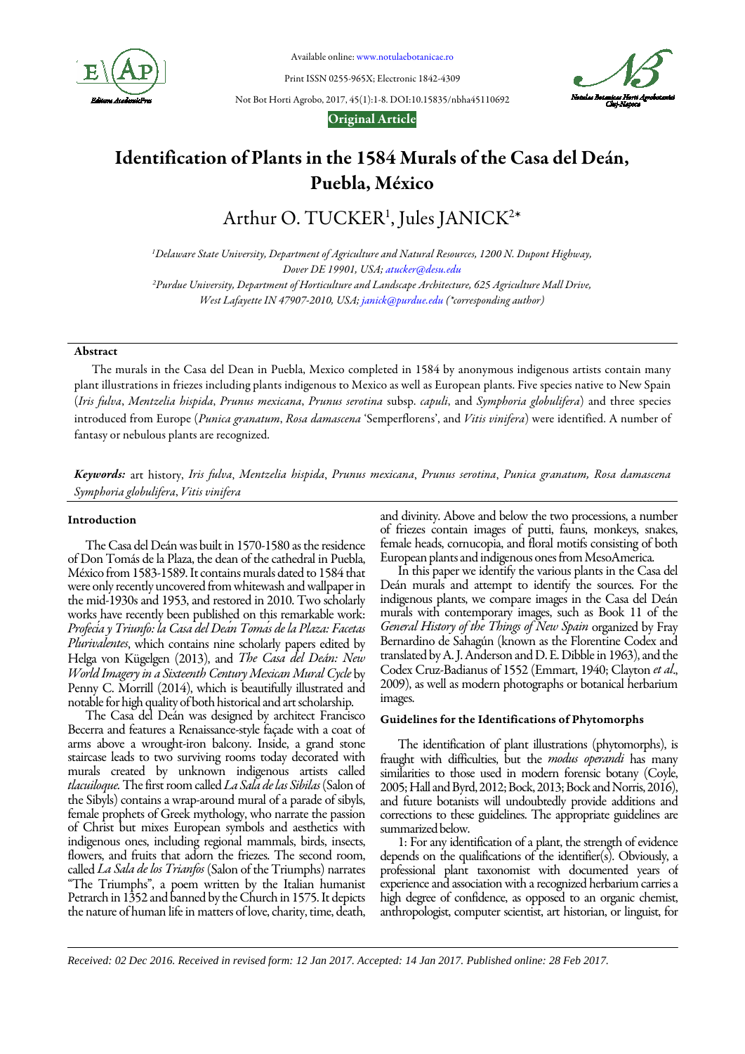Available online: www.notulaebotanicae.ro

Print ISSN 0255-965X; Electronic 1842-4309

Not Bot Horti Agrobo, 2017, 45(1):1-8. DOI:10.15835/nbha45110692

**Original Article**

# Identification of Plants in the 1584 Murals of the Casa del Deán, Puebla, México

Arthur O. TUCKER[1], Jules JANICK[2*]

[1]*Delaware State University, Department of Agriculture and Natural Resources, 1200 N. Dupont Highway, Dover DE 19901, USA; atucker@desu.edu*

[2]*Purdue University, Department of Horticulture and Landscape Architecture, 625 Agriculture Mall Drive, West Lafayette IN 47907-2010, USA; janick@purdue.edu (*corresponding author)*

## Abstract

The murals in the Casa del Dean in Puebla, Mexico completed in 1584 by anonymous indigenous artists contain many plant illustrations in friezes including plants indigenous to Mexico as well as European plants. Five species native to New Spain (*Iris fulva*, *Mentzelia hispida*, *Prunus mexicana*, *Prunus serotina* subsp. *capuli*, and *Symphoria globulifera*) and three species introduced from Europe (*Punica granatum*, *Rosa damascena* 'Semperflorens', and *Vitis vinifera*) were identified. A number of fantasy or nebulous plants are recognized.

***Keywords:*** art history, *Iris fulva*, *Mentzelia hispida*, *Prunus mexicana*, *Prunus serotina*, *Punica granatum, Rosa damascena Symphoria globulifera*, *Vitis vinifera*

## Introduction

The Casa del Deán was built in 1570-1580 as the residence of Don Tomás de la Plaza, the dean of the cathedral in Puebla, México from 1583-1589. It contains murals dated to 1584 that were only recently uncovered from whitewash and wallpaper in the mid-1930s and 1953, and restored in 2010. Two scholarly works have recently been published on this remarkable work: *Profecía y Triunfo: la Casa del Deán Tomás de la Plaza: Facetas Plurivalentes*, which contains nine scholarly papers edited by Helga von Kügelgen (2013), and *The Casa del Deán: New World Imagery in a Sixteenth Century Mexican Mural Cycle* by Penny C. Morrill (2014), which is beautifully illustrated and notable for high quality of both historical and art scholarship.

The Casa del Deán was designed by architect Francisco Becerra and features a Renaissance-style façade with a coat of arms above a wrought-iron balcony. Inside, a grand stone staircase leads to two surviving rooms today decorated with murals created by unknown indigenous artists called *tlacuiloque*. The first room called *La Sala de las Sibilas* (Salon of the Sibyls) contains a wrap-around mural of a parade of sibyls, female prophets of Greek mythology, who narrate the passion of Christ but mixes European symbols and aesthetics with indigenous ones, including regional mammals, birds, insects, flowers, and fruits that adorn the friezes. The second room, called *La Sala de los Triunfos* (Salon of the Triumphs) narrates "The Triumphs", a poem written by the Italian humanist Petrarch in 1352 and banned by the Church in 1575. It depicts the nature of human life in matters of love, charity, time, death, and divinity. Above and below the two processions, a number of friezes contain images of putti, fauns, monkeys, snakes, female heads, cornucopia, and floral motifs consisting of both European plants and indigenous ones from MesoAmerica.

In this paper we identify the various plants in the Casa del Deán murals and attempt to identify the sources. For the indigenous plants, we compare images in the Casa del Deán murals with contemporary images, such as Book 11 of the *General History of the Things of New Spain* organized by Fray Bernardino de Sahagún (known as the Florentine Codex and translated by A. J. Anderson and D. E. Dibble in 1963), and the Codex Cruz-Badianus of 1552 (Emmart, 1940; Clayton *et al*., 2009), as well as modern photographs or botanical herbarium images.

### Guidelines for the Identifications of Phytomorphs

The identification of plant illustrations (phytomorphs), is fraught with difficulties, but the *modus operandi* has many similarities to those used in modern forensic botany (Coyle, 2005; Hall and Byrd, 2012; Bock, 2013; Bock and Norris, 2016), and future botanists will undoubtedly provide additions and corrections to these guidelines. The appropriate guidelines are summarized below.

1: For any identification of a plant, the strength of evidence depends on the qualifications of the identifier(s). Obviously, a professional plant taxonomist with documented years of experience and association with a recognized herbarium carries a high degree of confidence, as opposed to an organic chemist, anthropologist, computer scientist, art historian, or linguist, for

*Received: 02 Dec 2016. Received in revised form: 12 Jan 2017. Accepted: 14 Jan 2017. Published online: 28 Feb 2017.*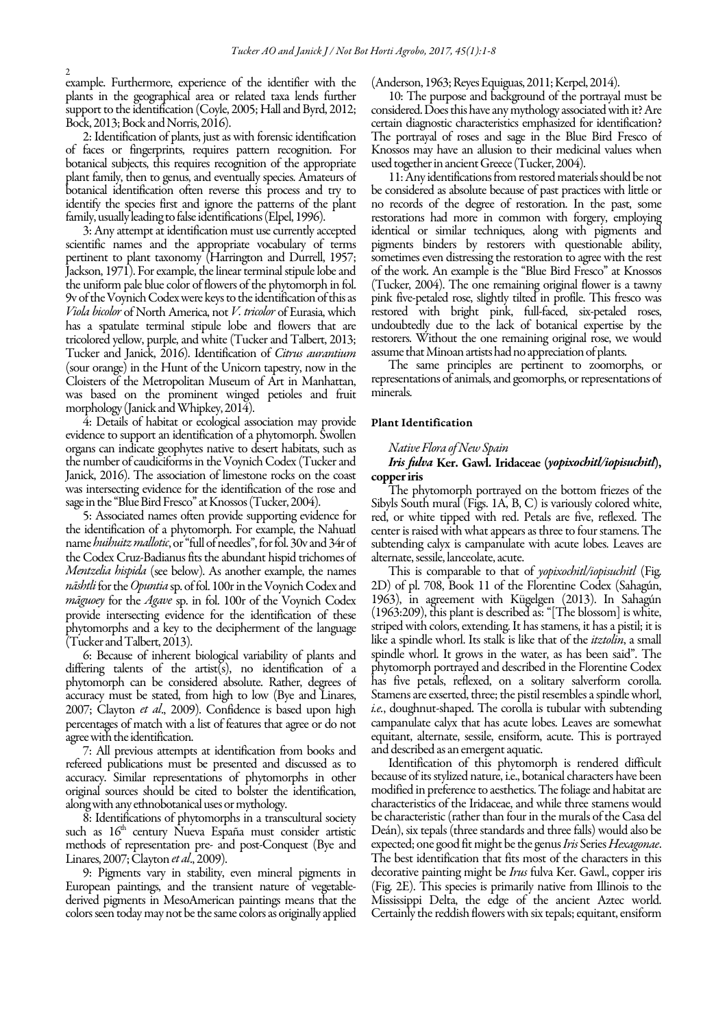example. Furthermore, experience of the identifier with the plants in the geographical area or related taxa lends further support to the identification (Coyle, 2005; Hall and Byrd, 2012; Bock, 2013; Bock and Norris, 2016).

2: Identification of plants, just as with forensic identification of faces or fingerprints, requires pattern recognition. For botanical subjects, this requires recognition of the appropriate plant family, then to genus, and eventually species. Amateurs of botanical identification often reverse this process and try to identify the species first and ignore the patterns of the plant family, usually leading to false identifications (Elpel, 1996).

3: Any attempt at identification must use currently accepted scientific names and the appropriate vocabulary of terms pertinent to plant taxonomy (Harrington and Durrell, 1957; Jackson, 1971). For example, the linear terminal stipule lobe and the uniform pale blue color of flowers of the phytomorph in fol. 9v of the Voynich Codex were keys to the identification of this as *Viola bicolor* of North America, not *V. tricolor* of Eurasia, which has a spatulate terminal stipule lobe and flowers that are tricolored yellow, purple, and white (Tucker and Talbert, 2013; Tucker and Janick, 2016). Identification of *Citrus aurantium* (sour orange) in the Hunt of the Unicorn tapestry, now in the Cloisters of the Metropolitan Museum of Art in Manhattan, was based on the prominent winged petioles and fruit morphology (Janick and Whipkey, 2014).

4: Details of habitat or ecological association may provide evidence to support an identification of a phytomorph. Swollen organs can indicate geophytes native to desert habitats, such as the number of caudiciforms in the Voynich Codex (Tucker and Janick, 2016). The association of limestone rocks on the coast was intersecting evidence for the identification of the rose and sage in the "Blue Bird Fresco" at Knossos (Tucker, 2004).

5: Associated names often provide supporting evidence for the identification of a phytomorph. For example, the Nahuatl name *huihuitz mallotic*, or "full of needles", for fol. 30v and 34r of the Codex Cruz-Badianus fits the abundant hispid trichomes of *Mentzelia hispida* (see below). As another example, the names *nāshtli* for the *Opuntia* sp. of fol. 100r in the Voynich Codex and *māguoey* for the *Agave* sp. in fol. 100r of the Voynich Codex provide intersecting evidence for the identification of these phytomorphs and a key to the decipherment of the language (Tucker and Talbert, 2013).

6: Because of inherent biological variability of plants and differing talents of the artist(s), no identification of a phytomorph can be considered absolute. Rather, degrees of accuracy must be stated, from high to low (Bye and Linares, 2007; Clayton *et al*., 2009). Confidence is based upon high percentages of match with a list of features that agree or do not agree with the identification.

7: All previous attempts at identification from books and refereed publications must be presented and discussed as to accuracy. Similar representations of phytomorphs in other original sources should be cited to bolster the identification, along with any ethnobotanical uses or mythology.

8: Identifications of phytomorphs in a transcultural society such as 16th century Nueva España must consider artistic methods of representation pre- and post-Conquest (Bye and Linares, 2007; Clayton *et al*., 2009).

9: Pigments vary in stability, even mineral pigments in European paintings, and the transient nature of vegetable-derived pigments in MesoAmerican paintings means that the colors seen today may not be the same colors as originally applied (Anderson, 1963; Reyes Equiguas, 2011; Kerpel, 2014).

10: The purpose and background of the portrayal must be considered. Does this have any mythology associated with it? Are certain diagnostic characteristics emphasized for identification? The portrayal of roses and sage in the Blue Bird Fresco of Knossos may have an allusion to their medicinal values when used together in ancient Greece (Tucker, 2004).

11: Any identifications from restored materials should be not be considered as absolute because of past practices with little or no records of the degree of restoration. In the past, some restorations had more in common with forgery, employing identical or similar techniques, along with pigments and pigments binders by restorers with questionable ability, sometimes even distressing the restoration to agree with the rest of the work. An example is the "Blue Bird Fresco" at Knossos (Tucker, 2004). The one remaining original flower is a tawny pink five-petaled rose, slightly tilted in profile. This fresco was restored with bright pink, full-faced, six-petaled roses, undoubtedly due to the lack of botanical expertise by the restorers. Without the one remaining original rose, we would assume that Minoan artists had no appreciation of plants.

The same principles are pertinent to zoomorphs, or representations of animals, and geomorphs, or representations of minerals.

## Plant Identification

### *Native Flora of New Spain*

#### *Iris fulva* Ker. Gawl. Iridaceae (*yopixochitl/iopisuchitl*), copper iris

The phytomorph portrayed on the bottom friezes of the Sibyls South mural (Figs. 1A, B, C) is variously colored white, red, or white tipped with red. Petals are five, reflexed. The center is raised with what appears as three to four stamens. The subtending calyx is campanulate with acute lobes. Leaves are alternate, sessile, lanceolate, acute.

This is comparable to that of *yopixochitl/iopisuchitl* (Fig. 2D) of pl. 708, Book 11 of the Florentine Codex (Sahagún, 1963), in agreement with Kügelgen (2013). In Sahagún (1963:209), this plant is described as: "[The blossom] is white, striped with colors, extending. It has stamens, it has a pistil; it is like a spindle whorl. Its stalk is like that of the *itztolin*, a small spindle whorl. It grows in the water, as has been said". The phytomorph portrayed and described in the Florentine Codex has five petals, reflexed, on a solitary salverform corolla. Stamens are exserted, three; the pistil resembles a spindle whorl, *i.e.*, doughnut-shaped. The corolla is tubular with subtending campanulate calyx that has acute lobes. Leaves are somewhat equitant, alternate, sessile, ensiform, acute. This is portrayed and described as an emergent aquatic.

Identification of this phytomorph is rendered difficult because of its stylized nature, i.e., botanical characters have been modified in preference to aesthetics. The foliage and habitat are characteristics of the Iridaceae, and while three stamens would be characteristic (rather than four in the murals of the Casa del Deán), six tepals (three standards and three falls) would also be expected; one good fit might be the genus *Iris* Series *Hexagonae*. The best identification that fits most of the characters in this decorative painting might be *Irus* fulva Ker. Gawl., copper iris (Fig. 2E). This species is primarily native from Illinois to the Mississippi Delta, the edge of the ancient Aztec world. Certainly the reddish flowers with six tepals; equitant, ensiform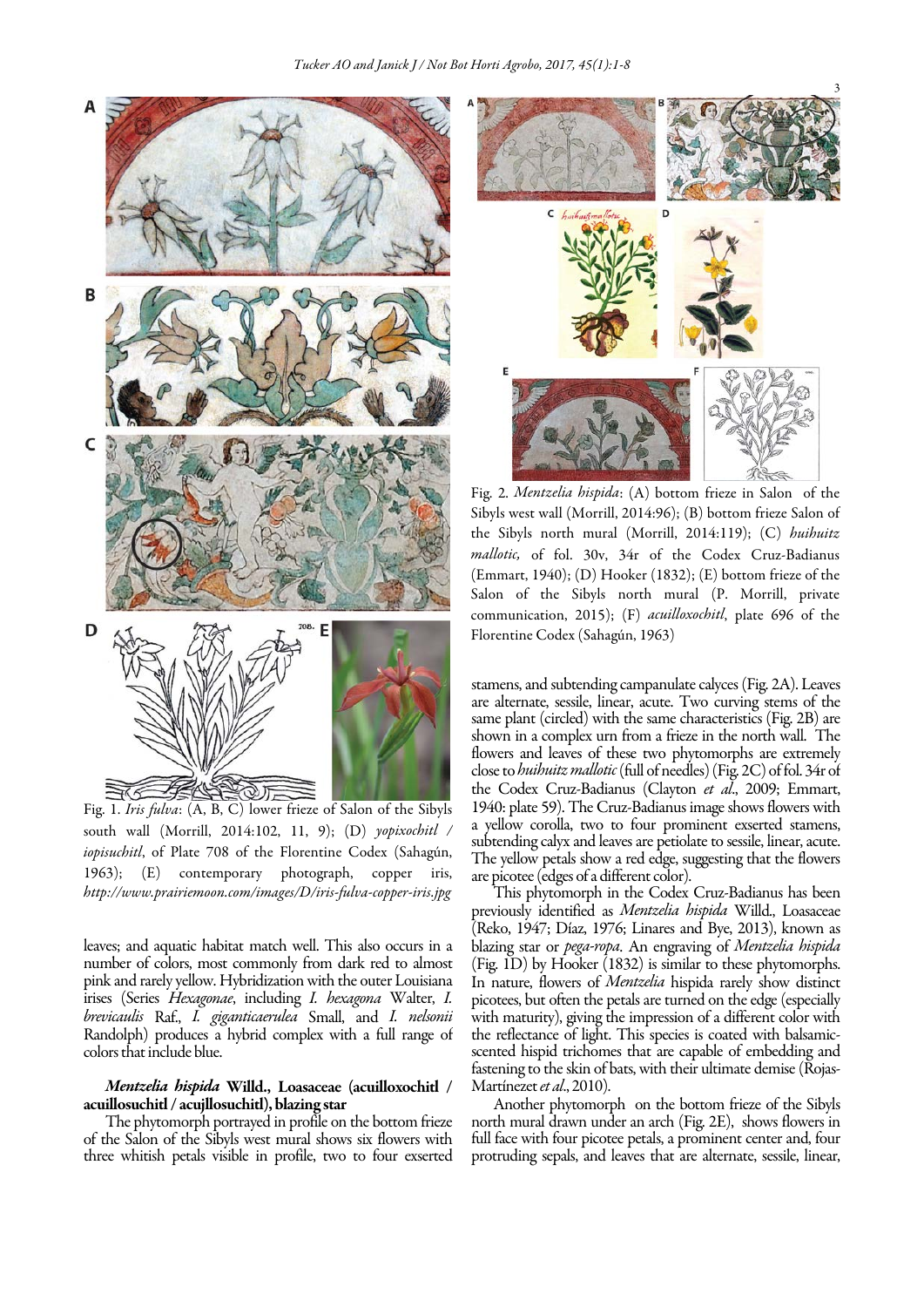Fig. 1. *Iris fulva*: (A, B, C) lower frieze of Salon of the Sibyls south wall (Morrill, 2014:102, 11, 9); (D) *yopixochitl / iopisuchitl*, of Plate 708 of the Florentine Codex (Sahagún, 1963); (E) contemporary photograph, copper iris, *http://www.prairiemoon.com/images/D/iris-fulva-copper-iris.jpg*

leaves; and aquatic habitat match well. This also occurs in a number of colors, most commonly from dark red to almost pink and rarely yellow. Hybridization with the outer Louisiana irises (Series *Hexagonae*, including *I. hexagona* Walter, *I. brevicaulis* Raf., *I. giganticaerulea* Small, and *I. nelsonii* Randolph) produces a hybrid complex with a full range of colors that include blue.

### *Mentzelia hispida* Willd., Loasaceae (acuilloxochitl / acuillosuchitl / acujllosuchitl), blazing star

The phytomorph portrayed in profile on the bottom frieze of the Salon of the Sibyls west mural shows six flowers with three whitish petals visible in profile, two to four exserted stamens, and subtending campanulate calyces (Fig. 2A). Leaves are alternate, sessile, linear, acute. Two curving stems of the same plant (circled) with the same characteristics (Fig. 2B) are shown in a complex urn from a frieze in the north wall. The flowers and leaves of these two phytomorphs are extremely close to *huihuitz mallotic* (full of needles) (Fig. 2C) of fol. 34r of the Codex Cruz-Badianus (Clayton *et al*., 2009; Emmart, 1940: plate 59). The Cruz-Badianus image shows flowers with a yellow corolla, two to four prominent exserted stamens, subtending calyx and leaves are petiolate to sessile, linear, acute. The yellow petals show a red edge, suggesting that the flowers are picotee (edges of a different color).

This phytomorph in the Codex Cruz-Badianus has been previously identified as *Mentzelia hispida* Willd., Loasaceae (Reko, 1947; Díaz, 1976; Linares and Bye, 2013), known as blazing star or *pega-ropa*. An engraving of *Mentzelia hispida* (Fig. 1D) by Hooker (1832) is similar to these phytomorphs. In nature, flowers of *Mentzelia* hispida rarely show distinct picotees, but often the petals are turned on the edge (especially with maturity), giving the impression of a different color with the reflectance of light. This species is coated with balsamic-scented hispid trichomes that are capable of embedding and fastening to the skin of bats, with their ultimate demise (Rojas-Martínezet *et al*., 2010).

Fig. 2. *Mentzelia hispida*: (A) bottom frieze in Salon of the Sibyls west wall (Morrill, 2014:96); (B) bottom frieze Salon of the Sibyls north mural (Morrill, 2014:119); (C) *huihuitz mallotic,* of fol. 30v, 34r of the Codex Cruz-Badianus (Emmart, 1940); (D) Hooker (1832); (E) bottom frieze of the Salon of the Sibyls north mural (P. Morrill, private communication, 2015); (F) *acuilloxochitl*, plate 696 of the Florentine Codex (Sahagún, 1963)

Another phytomorph on the bottom frieze of the Sibyls north mural drawn under an arch (Fig. 2E), shows flowers in full face with four picotee petals, a prominent center and, four protruding sepals, and leaves that are alternate, sessile, linear,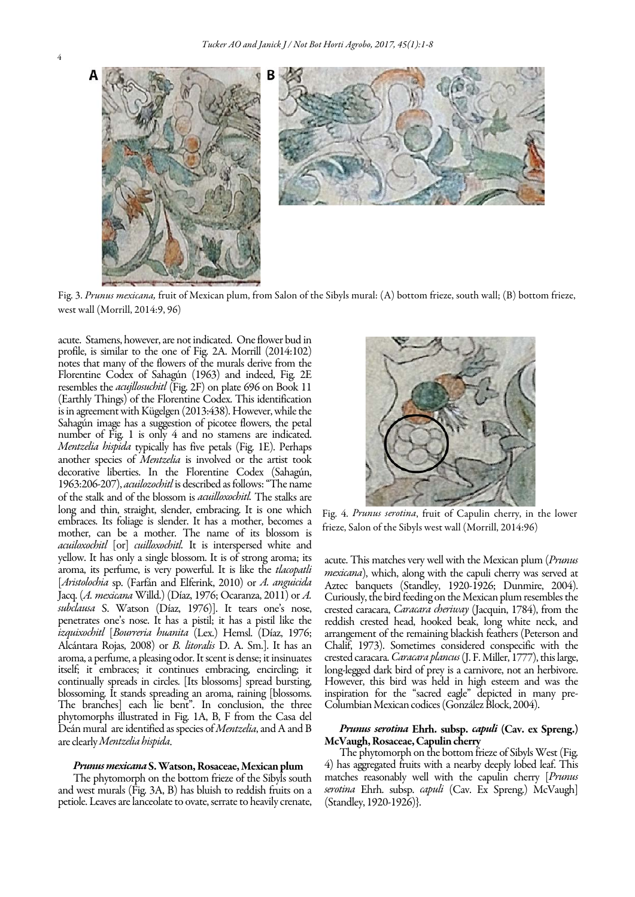Fig. 3. *Prunus mexicana,* fruit of Mexican plum, from Salon of the Sibyls mural: (A) bottom frieze, south wall; (B) bottom frieze, west wall (Morrill, 2014:9, 96)

acute. Stamens, however, are not indicated. One flower bud in profile, is similar to the one of Fig. 2A. Morrill (2014:102) notes that many of the flowers of the murals derive from the Florentine Codex of Sahagún (1963) and indeed, Fig. 2E resembles the *acujllosuchitl* (Fig. 2F) on plate 696 on Book 11 (Earthly Things) of the Florentine Codex. This identification is in agreement with Kügelgen (2013:438). However, while the Sahagún image has a suggestion of picotee flowers, the petal number of Fig. 1 is only 4 and no stamens are indicated. *Mentzelia hispida* typically has five petals (Fig. 1E). Perhaps another species of *Mentzelia* is involved or the artist took decorative liberties. In the Florentine Codex (Sahagún, 1963:206-207), *aculozochitl* is described as follows: "The name of the stalk and of the blossom is *aculloxochitl.* The stalks are long and thin, straight, slender, embracing. It is one which embraces. Its foliage is slender. It has a mother, becomes a mother, can be a mother. The name of its blossom is *aculoxochitl* [or] *cuilloxochitl.* It is interspersed white and yellow. It has only a single blossom. It is of strong aroma; its aroma, its perfume, is very powerful. It is like the *tlacopatli* [*Aristolochia* sp. (Farfán and Elferink, 2010) or *A. anguicida* Jacq. (*A. mexicana* Willd.) (Díaz, 1976; Ocaranza, 2011) or *A. subclausa* S. Watson (Díaz, 1976)]. It tears one's nose, penetrates one's nose. It has a pistil; it has a pistil like the *izquixochitl* [*Bourreria huanita* (Lex.) Hemsl. (Díaz, 1976; Alcántara Rojas, 2008) or *B. litoralis* D. A. Sm.]. It has an aroma, a perfume, a pleasing odor. Its scent is dense; it insinuates itself; it embraces; it continues embracing, encircling; it continually spreads in circles. [Its blossoms] spread bursting, blossoming. It stands spreading an aroma, raining [blossoms. The branches] each lie bent". In conclusion, the three phytomorphs illustrated in Fig. 1A, B, F from the Casa del Deán mural are identified as species of *Mentzelia*, and A and B are clearly *Mentzelia hispida*.

### *Prunus mexicana* S. Watson, Rosaceae, Mexican plum

The phytomorph on the bottom frieze of the Sibyls south and west murals (Fig. 3A, B) has bluish to reddish fruits on a petiole. Leaves are lanceolate to ovate, serrate to heavily crenate, acute. This matches very well with the Mexican plum (*Prunus mexicana*), which, along with the capuli cherry was served at Aztec banquets (Standley, 1920-1926; Dunmire, 2004). Curiously, the bird feeding on the Mexican plum resembles the crested caracara, *Caracara cheriway* (Jacquin, 1784), from the reddish crested head, hooked beak, long white neck, and arrangement of the remaining blackish feathers (Peterson and Chalif, 1973). Sometimes considered conspecific with the crested caracara. *Caracara plancus* (J. F. Miller, 1777), this large, long-legged dark bird of prey is a carnivore, not an herbivore. However, this bird was held in high esteem and was the inspiration for the "sacred eagle" depicted in many pre-Columbian Mexican codices (González Block, 2004).

Fig. 4. *Prunus serotina*, fruit of Capulin cherry, in the lower frieze, Salon of the Sibyls west wall (Morrill, 2014:96)

### *Prunus serotina* Ehrh. subsp. *capuli* (Cav. ex Spreng.) McVaugh, Rosaceae, Capulin cherry

The phytomorph on the bottom frieze of Sibyls West (Fig. 4) has aggregated fruits with a nearby deeply lobed leaf. This matches reasonably well with the capulin cherry [*Prunus serotina* Ehrh. subsp. *capuli* (Cav. Ex Spreng.) McVaugh] (Standley, 1920-1926)}.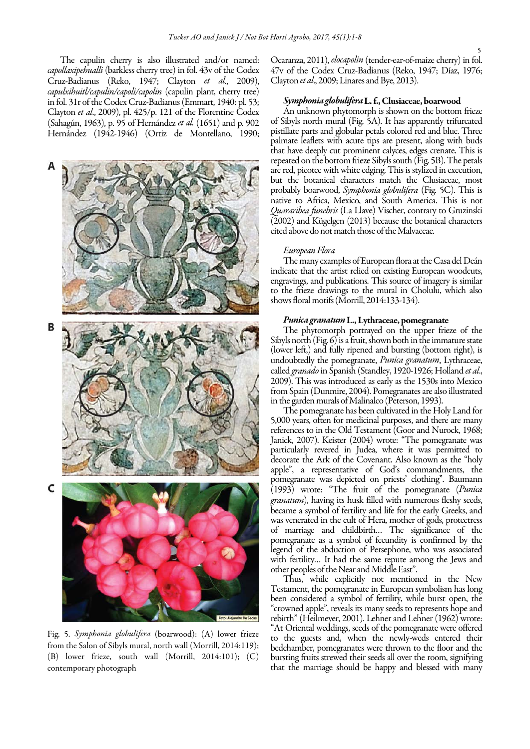The capulin cherry is also illustrated and/or named: *capollaxipehualli* (barkless cherry tree) in fol. 43v of the Codex Cruz-Badianus (Reko, 1947; Clayton *et al*., 2009), *capulxihuitl/capulin/capoli/capolin* (capulin plant, cherry tree) in fol. 31r of the Codex Cruz-Badianus (Emmart, 1940: pl. 53; Clayton *et al*., 2009), pl. 425/p. 121 of the Florentine Codex (Sahagún, 1963), p. 95 of Hernández *et al.* (1651) and p. 902 Hernández (1942-1946) (Ortiz de Montellano, 1990; Ocaranza, 2011), *elocapolin* (tender-ear-of-maize cherry) in fol. 47v of the Codex Cruz-Badianus (Reko, 1947; Díaz, 1976; Clayton *et al*., 2009; Linares and Bye, 2013).

Fig. 5. *Symphonia globulifera* (boarwood): (A) lower frieze from the Salon of Sibyls mural, north wall (Morrill, 2014:119); (B) lower frieze, south wall (Morrill, 2014:101); (C) contemporary photograph

### *Symphonia globulifera* L. f., Clusiaceae, boarwood

An unknown phytomorph is shown on the bottom frieze of Sibyls north mural (Fig. 5A). It has apparently trifurcated pistillate parts and globular petals colored red and blue. Three palmate leaflets with acute tips are present, along with buds that have deeply cut prominent calyces, edges crenate. This is repeated on the bottom frieze Sibyls south (Fig. 5B). The petals are red, picotee with white edging. This is stylized in execution, but the botanical characters match the Clusiaceae, most probably boarwood, *Symphonia globulifera* (Fig. 5C). This is native to Africa, Mexico, and South America. This is not *Quararibea funebris* (La Llave) Vischer, contrary to Gruzinski (2002) and Kügelgen (2013) because the botanical characters cited above do not match those of the Malvaceae.

### *European Flora*

The many examples of European flora at the Casa del Deán indicate that the artist relied on existing European woodcuts, engravings, and publications. This source of imagery is similar to the frieze drawings to the mural in Cholulu, which also shows floral motifs (Morrill, 2014:133-134).

### *Punica granatum* L., Lythraceae, pomegranate

The phytomorph portrayed on the upper frieze of the Sibyls north (Fig. 6) is a fruit, shown both in the immature state (lower left,) and fully ripened and bursting (bottom right), is undoubtedly the pomegranate, *Punica granatum*, Lythraceae, called *granado* in Spanish (Standley, 1920-1926; Holland *et al*., 2009). This was introduced as early as the 1530s into Mexico from Spain (Dunmire, 2004). Pomegranates are also illustrated in the garden murals of Malinalco (Peterson, 1993).

The pomegranate has been cultivated in the Holy Land for 5,000 years, often for medicinal purposes, and there are many references to in the Old Testament (Goor and Nurock, 1968; Janick, 2007). Keister (2004) wrote: "The pomegranate was particularly revered in Judea, where it was permitted to decorate the Ark of the Covenant. Also known as the "holy apple", a representative of God's commandments, the pomegranate was depicted on priests' clothing". Baumann (1993) wrote: "The fruit of the pomegranate (*Punica granatum*), having its husk filled with numerous fleshy seeds, became a symbol of fertility and life for the early Greeks, and was venerated in the cult of Hera, mother of gods, protectress of marriage and childbirth... The significance of the pomegranate as a symbol of fecundity is confirmed by the legend of the abduction of Persephone, who was associated with fertility... It had the same repute among the Jews and other peoples of the Near and Middle East".

Thus, while explicitly not mentioned in the New Testament, the pomegranate in European symbolism has long been considered a symbol of fertility, while burst open, the "crowned apple", reveals its many seeds to represents hope and rebirth" (Heilmeyer, 2001). Lehner and Lehner (1962) wrote: "At Oriental weddings, seeds of the pomegranate were offered to the guests and, when the newly-weds entered their bedchamber, pomegranates were thrown to the floor and the bursting fruits strewed their seeds all over the room, signifying that the marriage should be happy and blessed with many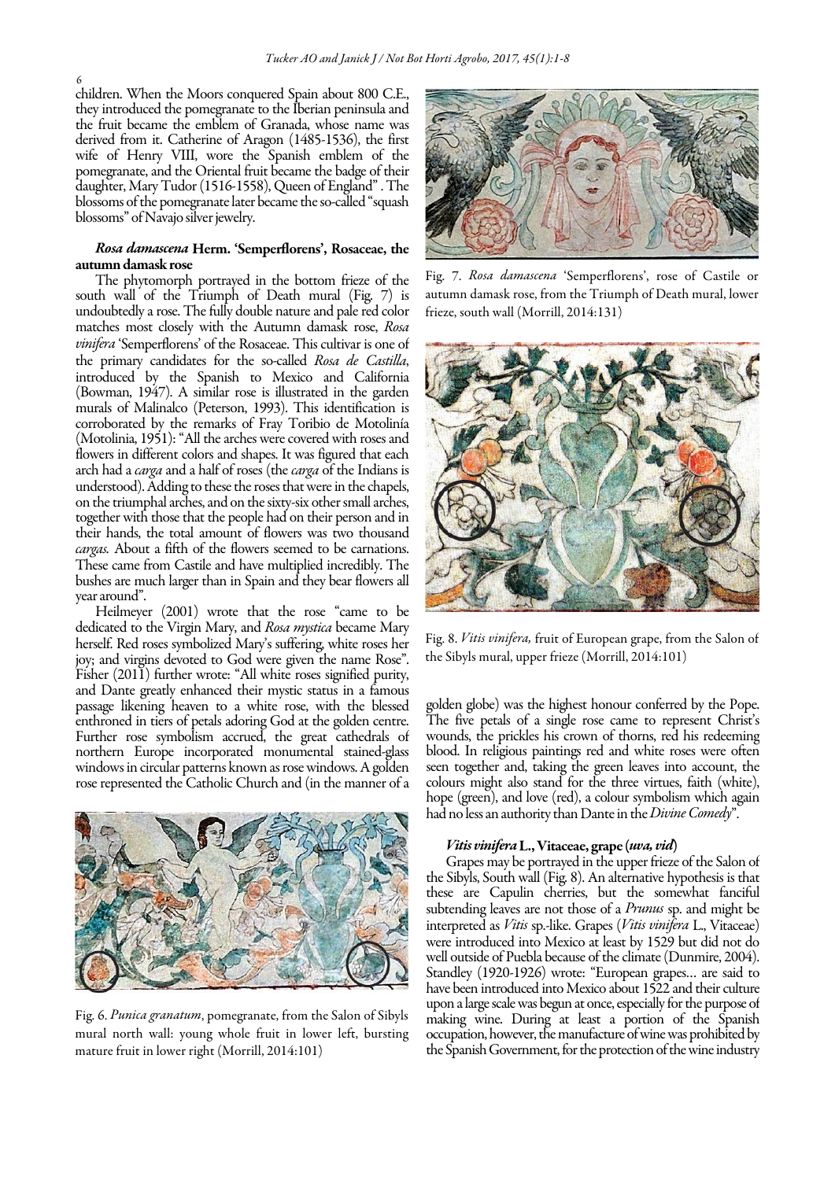children. When the Moors conquered Spain about 800 C.E., they introduced the pomegranate to the Iberian peninsula and the fruit became the emblem of Granada, whose name was derived from it. Catherine of Aragon (1485-1536), the first wife of Henry VIII, wore the Spanish emblem of the pomegranate, and the Oriental fruit became the badge of their daughter, Mary Tudor (1516-1558), Queen of England". The blossoms of the pomegranate later became the so-called "squash blossoms" of Navajo silver jewelry.

### *Rosa damascena* Herm. 'Semperflorens', Rosaceae, the autumn damask rose

The phytomorph portrayed in the bottom frieze of the south wall of the Triumph of Death mural (Fig. 7) is undoubtedly a rose. The fully double nature and pale red color matches most closely with the Autumn damask rose, *Rosa vinifera* 'Semperflorens' of the Rosaceae. This cultivar is one of the primary candidates for the so-called *Rosa de Castilla*, introduced by the Spanish to Mexico and California (Bowman, 1947). A similar rose is illustrated in the garden murals of Malinalco (Peterson, 1993). This identification is corroborated by the remarks of Fray Toribio de Motolinía (Motolinia, 1951): "All the arches were covered with roses and flowers in different colors and shapes. It was figured that each arch had a *carga* and a half of roses (the *carga* of the Indians is understood). Adding to these the roses that were in the chapels, on the triumphal arches, and on the sixty-six other small arches, together with those that the people had on their person and in their hands, the total amount of flowers was two thousand *cargas*. About a fifth of the flowers seemed to be carnations. These came from Castile and have multiplied incredibly. The bushes are much larger than in Spain and they bear flowers all year around".

Heilmeyer (2001) wrote that the rose "came to be dedicated to the Virgin Mary, and *Rosa mystica* became Mary herself. Red roses symbolized Mary's suffering, white roses her joy; and virgins devoted to God were given the name Rose". Fisher (2011) further wrote: "All white roses signified purity, and Dante greatly enhanced their mystic status in a famous passage likening heaven to a white rose, with the blessed enthroned in tiers of petals adoring God at the golden centre. Further rose symbolism accrued, the great cathedrals of northern Europe incorporated monumental stained-glass windows in circular patterns known as rose windows. A golden rose represented the Catholic Church and (in the manner of a golden globe) was the highest honour conferred by the Pope. The five petals of a single rose came to represent Christ's wounds, the prickles his crown of thorns, red his redeeming blood. In religious paintings red and white roses were often seen together and, taking the green leaves into account, the colours might also stand for the three virtues, faith (white), hope (green), and love (red), a colour symbolism which again had no less an authority than Dante in the *Divine Comedy*".

Fig. 6. *Punica granatum*, pomegranate, from the Salon of Sibyls mural north wall: young whole fruit in lower left, bursting mature fruit in lower right (Morrill, 2014:101)

Fig. 7. *Rosa damascena* 'Semperflorens', rose of Castile or autumn damask rose, from the Triumph of Death mural, lower frieze, south wall (Morrill, 2014:131)

Fig. 8. *Vitis vinifera*, fruit of European grape, from the Salon of the Sibyls mural, upper frieze (Morrill, 2014:101)

### *Vitis vinifera* L., Vitaceae, grape (*uva, vid*)

Grapes may be portrayed in the upper frieze of the Salon of the Sibyls, South wall (Fig. 8). An alternative hypothesis is that these are Capulin cherries, but the somewhat fanciful subtending leaves are not those of a *Prunus* sp. and might be interpreted as *Vitis* sp.-like. Grapes (*Vitis vinifera* L., Vitaceae) were introduced into Mexico at least by 1529 but did not do well outside of Puebla because of the climate (Dunmire, 2004). Standley (1920-1926) wrote: "European grapes… are said to have been introduced into Mexico about 1522 and their culture upon a large scale was begun at once, especially for the purpose of making wine. During at least a portion of the Spanish occupation, however, the manufacture of wine was prohibited by the Spanish Government, for the protection of the wine industry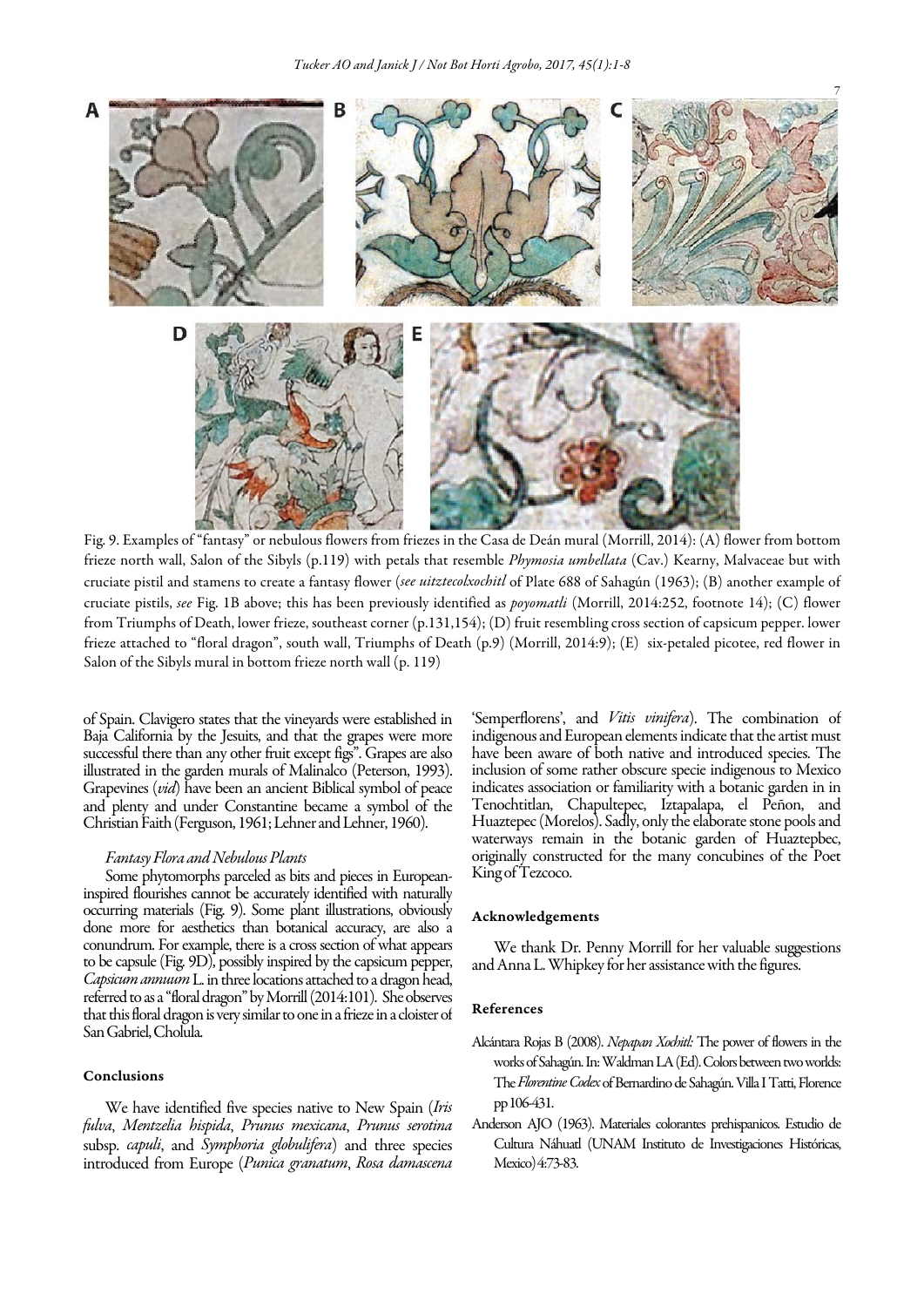Fig. 9. Examples of "fantasy" or nebulous flowers from friezes in the Casa de Deán mural (Morrill, 2014): (A) flower from bottom frieze north wall, Salon of the Sibyls (p.119) with petals that resemble *Phymosia umbellata* (Cav.) Kearny, Malvaceae but with cruciate pistil and stamens to create a fantasy flower (*see uitztecolxochitl* of Plate 688 of Sahagún (1963); (B) another example of cruciate pistils, *see* Fig. 1B above; this has been previously identified as *poyomatli* (Morrill, 2014:252, footnote 14); (C) flower from Triumphs of Death, lower frieze, southeast corner (p.131,154); (D) fruit resembling cross section of capsicum pepper. lower frieze attached to "floral dragon", south wall, Triumphs of Death (p.9) (Morrill, 2014:9); (E) six-petaled picotee, red flower in Salon of the Sibyls mural in bottom frieze north wall (p. 119)

of Spain. Clavigero states that the vineyards were established in Baja California by the Jesuits, and that the grapes were more successful there than any other fruit except figs". Grapes are also illustrated in the garden murals of Malinalco (Peterson, 1993). Grapevines (*vid*) have been an ancient Biblical symbol of peace and plenty and under Constantine became a symbol of the Christian Faith (Ferguson, 1961; Lehner and Lehner, 1960).

### *Fantasy Flora and Nebulous Plants*

Some phytomorphs parceled as bits and pieces in European-inspired flourishes cannot be accurately identified with naturally occurring materials (Fig. 9). Some plant illustrations, obviously done more for aesthetics than botanical accuracy, are also a conundrum. For example, there is a cross section of what appears to be capsule (Fig. 9D), possibly inspired by the capsicum pepper, *Capsicum annuum* L. in three locations attached to a dragon head, referred to as a "floral dragon" by Morrill (2014:101). She observes that this floral dragon is very similar to one in a frieze in a cloister of San Gabriel, Cholula.

## Conclusions

We have identified five species native to New Spain (*Iris fulva*, *Mentzelia hispida*, *Prunus mexicana*, *Prunus serotina* subsp. *capuli*, and *Symphoria globulifera*) and three species introduced from Europe (*Punica granatum*, *Rosa damascena* 'Semperflorens', and *Vitis vinifera*). The combination of indigenous and European elements indicate that the artist must have been aware of both native and introduced species. The inclusion of some rather obscure specie indigenous to Mexico indicates association or familiarity with a botanic garden in in Tenochtitlan, Chapultepec, Iztapalapa, el Peñon, and Huaztepec (Morelos). Sadly, only the elaborate stone pools and waterways remain in the botanic garden of Huaztepbec, originally constructed for the many concubines of the Poet King of Tezcoco.

## Acknowledgements

We thank Dr. Penny Morrill for her valuable suggestions and Anna L. Whipkey for her assistance with the figures.

## References

Alcántara Rojas B (2008). *Nepapan Xochitl:* The power of flowers in the works of Sahagún. In: Waldman LA (Ed). Colors between two worlds: The *Florentine Codex* of Bernardino de Sahagún. Villa I Tatti, Florence pp 106-431.

Anderson AJO (1963). Materiales colorantes prehispanicos. Estudio de Cultura Náhuatl (UNAM Instituto de Investigaciones Históricas, Mexico) 4:73-83.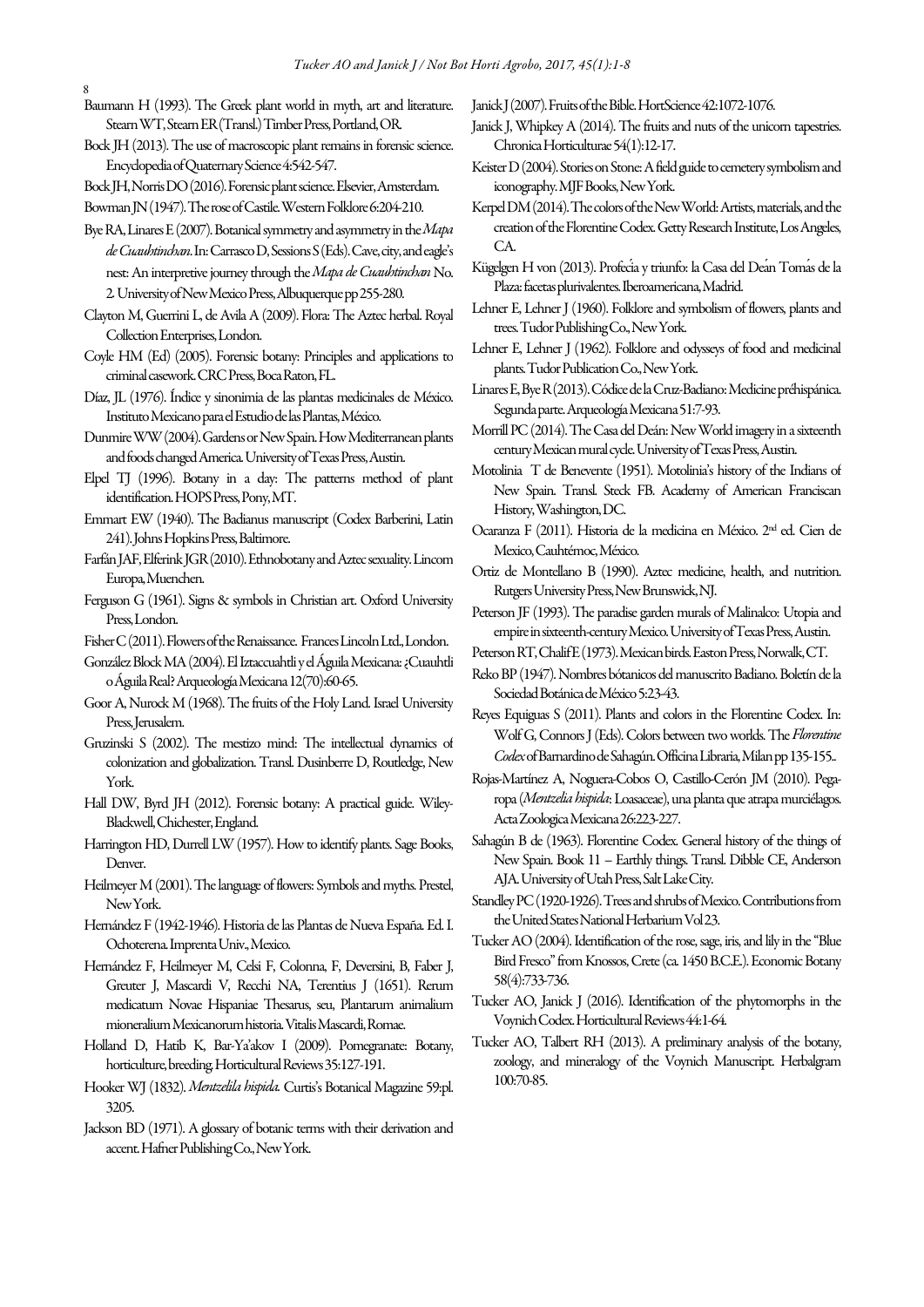Baumann H (1993). The Greek plant world in myth, art and literature. Stearn WT, Stearn ER (Transl.) Timber Press, Portland, OR.

Bock JH (2013). The use of macroscopic plant remains in forensic science. Encyclopedia of Quaternary Science 4:542-547.

Bock JH, Norris DO (2016). Forensic plant science. Elsevier, Amsterdam.

Bowman JN (1947). The rose of Castile. Western Folklore 6:204-210.

Bye RA, Linares E (2007). Botanical symmetry and asymmetry in the *Mapa de Cuauhtinchan*. In: Carrasco D, Sessions S (Eds). Cave, city, and eagle's nest: An interpretive journey through the *Mapa de Cuauhtinchan* No. 2. University of New Mexico Press, Albuquerque pp 255-280.

Clayton M, Guerrini L, de Avila A (2009). Flora: The Aztec herbal. Royal Collection Enterprises, London.

Coyle HM (Ed) (2005). Forensic botany: Principles and applications to criminal casework. CRC Press, Boca Raton, FL.

Díaz, JL (1976). Índice y sinonimia de las plantas medicinales de México. Instituto Mexicano para el Estudio de las Plantas, México.

Dunmire WW (2004). Gardens or New Spain. How Mediterranean plants and foods changed America. University of Texas Press, Austin.

Elpel TJ (1996). Botany in a day: The patterns method of plant identification. HOPS Press, Pony, MT.

Emmart EW (1940). The Badianus manuscript (Codex Barberini, Latin 241). Johns Hopkins Press, Baltimore.

Farfán JAF, Elferink JGR (2010). Ethnobotany and Aztec sexuality. Lincom Europa, Muenchen.

Ferguson G (1961). Signs & symbols in Christian art. Oxford University Press, London.

Fisher C (2011). Flowers of the Renaissance. Frances Lincoln Ltd., London.

González Block MA (2004). El Iztaccuahtli y el Águila Mexicana: ¿Cuauhtli o Águila Real? Arqueología Mexicana 12(70):60-65.

Goor A, Nurock M (1968). The fruits of the Holy Land. Israel University Press, Jerusalem.

Gruzinski S (2002). The mestizo mind: The intellectual dynamics of colonization and globalization. Transl. Dusinberre D, Routledge, New York.

Hall DW, Byrd JH (2012). Forensic botany: A practical guide. Wiley-Blackwell, Chichester, England.

Harrington HD, Durrell LW (1957). How to identify plants. Sage Books, Denver.

Heilmeyer M (2001). The language of flowers: Symbols and myths. Prestel, New York.

Hernández F (1942-1946). Historia de las Plantas de Nueva España. Ed. I. Ochoterena. Imprenta Univ., Mexico.

Hernández F, Heilmeyer M, Celsi F, Colonna, F, Deversini, B, Faber J, Greuter J, Mascardi V, Recchi NA, Terentius J (1651). Rerum medicatum Novae Hispaniae Thesarus, seu, Plantarum animalium mioneralium Mexicanorum historia. Vitalis Mascardi, Romae.

Holland D, Hatib K, Bar-Ya'akov I (2009). Pomegranate: Botany, horticulture, breeding. Horticultural Reviews 35:127-191.

Hooker WJ (1832). *Mentzelila hispida*. Curtis's Botanical Magazine 59:pl. 3205.

Jackson BD (1971). A glossary of botanic terms with their derivation and accent. Hafner Publishing Co., New York.

Janick J (2007). Fruits of the Bible. HortScience 42:1072-1076.

Janick J, Whipkey A (2014). The fruits and nuts of the unicorn tapestries. Chronica Horticulturae 54(1):12-17.

Keister D (2004). Stories on Stone: A field guide to cemetery symbolism and iconography. MJF Books, New York.

Kerpel DM (2014). The colors of the New World: Artists, materials, and the creation of the Florentine Codex. Getty Research Institute, Los Angeles, CA.

Kügelgen H von (2013). Profećia y triunfo: la Casa del Deán Tomás de la Plaza: facetas plurivalentes. Iberoamericana, Madrid.

Lehner E, Lehner J (1960). Folklore and symbolism of flowers, plants and trees. Tudor Publishing Co., New York.

Lehner E, Lehner J (1962). Folklore and odysseys of food and medicinal plants. Tudor Publication Co., New York.

Linares E, Bye R (2013). Códice de la Cruz-Badiano: Medicine préhispánica. Segunda parte. Arqueología Mexicana 51:7-93.

Morrill PC (2014). The Casa del Deán: New World imagery in a sixteenth century Mexican mural cycle. University of Texas Press, Austin.

Motolinia T de Benevente (1951). Motolinia's history of the Indians of New Spain. Transl. Steck FB. Academy of American Franciscan History, Washington, DC.

Ocaranza F (2011). Historia de la medicina en México. 2nd ed. Cien de Mexico, Cauhtémoc, México.

Ortiz de Montellano B (1990). Aztec medicine, health, and nutrition. Rutgers University Press, New Brunswick, NJ.

Peterson JF (1993). The paradise garden murals of Malinalco: Utopia and empire in sixteenth-century Mexico. University of Texas Press, Austin.

Peterson RT, Chalif E (1973). Mexican birds. Easton Press, Norwalk, CT.

Reko BP (1947). Nombres bótanicos del manuscrito Badiano. Boletín de la Sociedad Botánica de México 5:23-43.

Reyes Equiguas S (2011). Plants and colors in the Florentine Codex. In: Wolf G, Connors J (Eds). Colors between two worlds. The *Florentine Codex* of Barnardino de Sahagún. Officina Libraria, Milan pp 135-155..

Rojas-Martínez A, Noguera-Cobos O, Castillo-Cerón JM (2010). Pega-ropa (*Mentzelia hispida*: Loasaceae), una planta que atrapa murciélagos. Acta Zoologica Mexicana 26:223-227.

Sahagún B de (1963). Florentine Codex. General history of the things of New Spain. Book 11 – Earthly things. Transl. Dibble CE, Anderson AJA. University of Utah Press, Salt Lake City.

Standley PC (1920-1926). Trees and shrubs of Mexico. Contributions from the United States National Herbarium Vol 23.

Tucker AO (2004). Identification of the rose, sage, iris, and lily in the "Blue Bird Fresco" from Knossos, Crete (ca. 1450 B.C.E.). Economic Botany 58(4):733-736.

Tucker AO, Janick J (2016). Identification of the phytomorphs in the Voynich Codex. Horticultural Reviews 44:1-64.

Tucker AO, Talbert RH (2013). A preliminary analysis of the botany, zoology, and mineralogy of the Voynich Manuscript. Herbalgram 100:70-85.